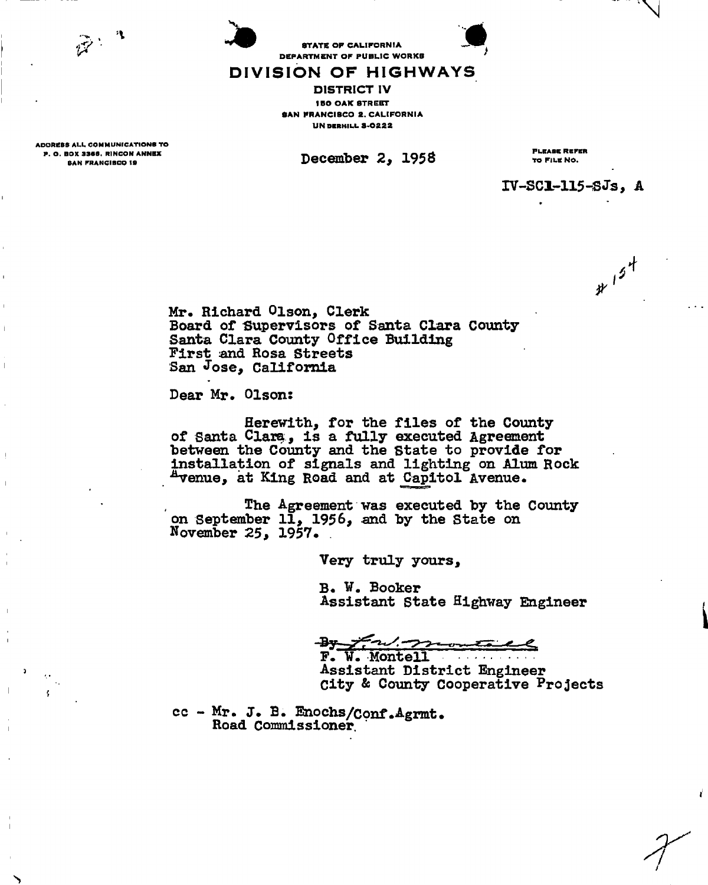STATE OF CALIFORNIA
DEPARTMENT OF PUBLIC WORKS

# DIVISION OF HIGHWAYS

DISTRICT IV
150 OAK STREET
SAN FRANCISCO 2, CALIFORNIA
UNDERHILL 3-0222

ADDRESS ALL COMMUNICATIONS TO
P. O. BOX 3366, RINCON ANNEX
SAN FRANCISCO 19

December 2, 1958

PLEASE REFER TO FILE NO.

IV-SCl-115-SJs, A

#154

Mr. Richard Olson, Clerk
Board of Supervisors of Santa Clara County
Santa Clara County Office Building
First and Rosa Streets
San Jose, California

Dear Mr. Olson:

Herewith, for the files of the County of Santa Clara, is a fully executed Agreement between the County and the State to provide for installation of signals and lighting on Alum Rock Avenue, at King Road and at Capitol Avenue.

The Agreement was executed by the County on September 11, 1956, and by the State on November 25, 1957.

Very truly yours,

B. W. Booker
Assistant State Highway Engineer

By F. W. Montell
F. W. Montell
Assistant District Engineer
City & County Cooperative Projects

cc - Mr. J. B. Enochs/Conf.Agrmt.
Road Commissioner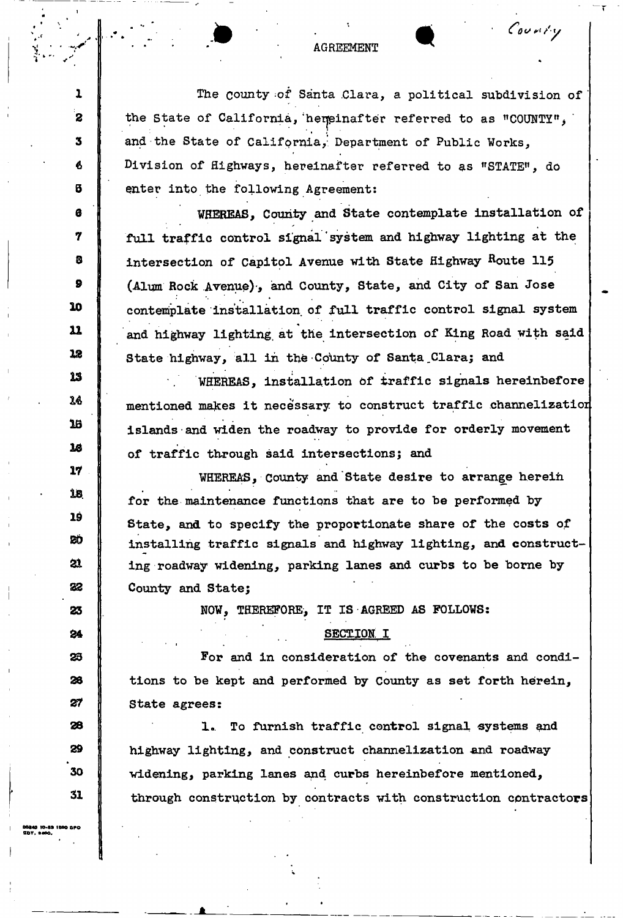County

AGREEMENT

The County of Santa Clara, a political subdivision of the State of California, hereinafter referred to as "COUNTY", and the State of California, Department of Public Works, Division of Highways, hereinafter referred to as "STATE", do enter into the following Agreement:

WHEREAS, County and State contemplate installation of full traffic control signal system and highway lighting at the intersection of Capitol Avenue with State Highway Route 115 (Alum Rock Avenue), and County, State, and City of San Jose contemplate installation of full traffic control signal system and highway lighting at the intersection of King Road with said State highway, all in the County of Santa Clara; and

WHEREAS, installation of traffic signals hereinbefore mentioned makes it necessary to construct traffic channelization islands and widen the roadway to provide for orderly movement of traffic through said intersections; and

WHEREAS, County and State desire to arrange herein for the maintenance functions that are to be performed by State, and to specify the proportionate share of the costs of installing traffic signals and highway lighting, and constructing roadway widening, parking lanes and curbs to be borne by County and State;

NOW, THEREFORE, IT IS AGREED AS FOLLOWS:

SECTION I

For and in consideration of the covenants and conditions to be kept and performed by County as set forth herein, State agrees:

1. To furnish traffic control signal systems and highway lighting, and construct channelization and roadway widening, parking lanes and curbs hereinbefore mentioned, through construction by contracts with construction contractors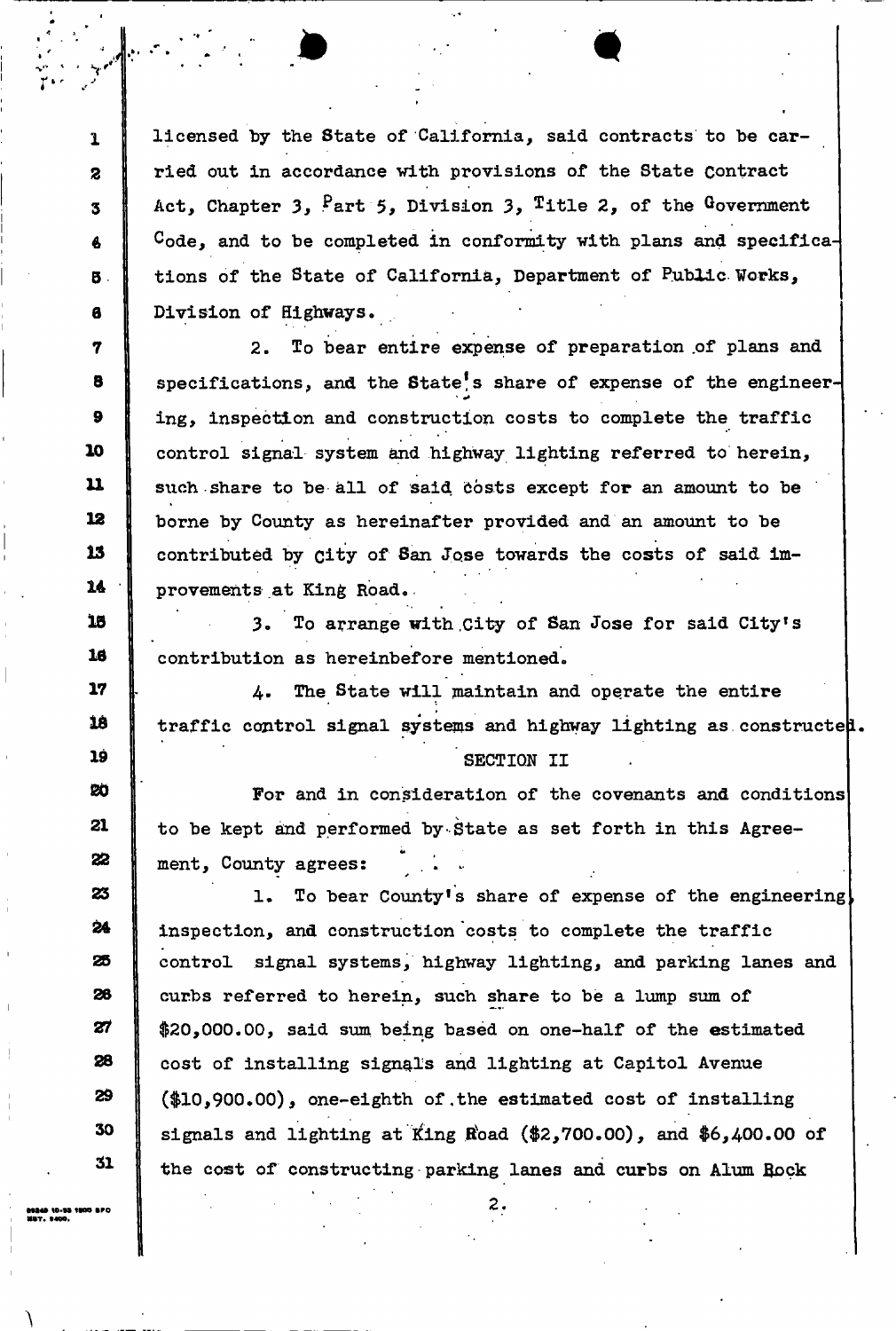licensed by the State of California, said contracts to be carried out in accordance with provisions of the State Contract Act, Chapter 3, Part 5, Division 3, Title 2, of the Government Code, and to be completed in conformity with plans and specifications of the State of California, Department of Public Works, Division of Highways.

2. To bear entire expense of preparation of plans and specifications, and the State's share of expense of the engineering, inspection and construction costs to complete the traffic control signal system and highway lighting referred to herein, such share to be all of said costs except for an amount to be borne by County as hereinafter provided and an amount to be contributed by City of San Jose towards the costs of said improvements at King Road.

3. To arrange with City of San Jose for said City's contribution as hereinbefore mentioned.

4. The State will maintain and operate the entire traffic control signal systems and highway lighting as constructed.

SECTION II

For and in consideration of the covenants and conditions to be kept and performed by State as set forth in this Agreement, County agrees:

1. To bear County's share of expense of the engineering, inspection, and construction costs to complete the traffic control signal systems, highway lighting, and parking lanes and curbs referred to herein, such share to be a lump sum of $20,000.00, said sum being based on one-half of the estimated cost of installing signals and lighting at Capitol Avenue ($10,900.00), one-eighth of the estimated cost of installing signals and lighting at King Road ($2,700.00), and $6,400.00 of the cost of constructing parking lanes and curbs on Alum Rock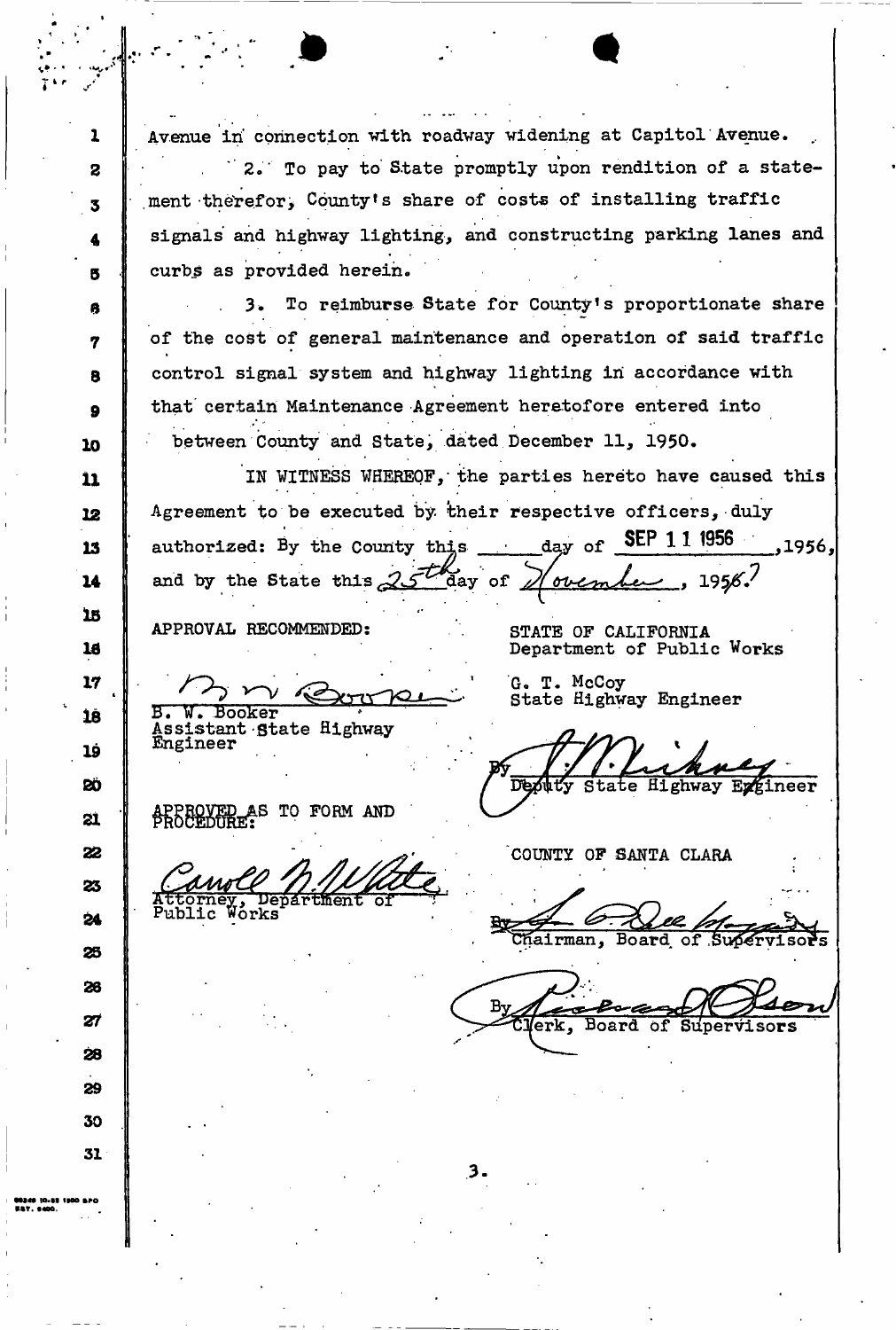Avenue in connection with roadway widening at Capitol Avenue.

2. To pay to State promptly upon rendition of a statement therefor, County's share of costs of installing traffic signals and highway lighting, and constructing parking lanes and curbs as provided herein.

3. To reimburse State for County's proportionate share of the cost of general maintenance and operation of said traffic control signal system and highway lighting in accordance with that certain Maintenance Agreement heretofore entered into between County and State, dated December 11, 1950.

IN WITNESS WHEREOF, the parties hereto have caused this Agreement to be executed by their respective officers, duly authorized: By the County this ____ day of SEP 11 1956, 1956, and by the State this 25th day of November, 1956.

APPROVAL RECOMMENDED:

B. W. Booker
Assistant State Highway Engineer

APPROVED AS TO FORM AND PROCEDURE:

Attorney, Department of Public Works

STATE OF CALIFORNIA
Department of Public Works

G. T. McCoy
State Highway Engineer

By
Deputy State Highway Engineer

COUNTY OF SANTA CLARA

By
Chairman, Board of Supervisors

By
Clerk, Board of Supervisors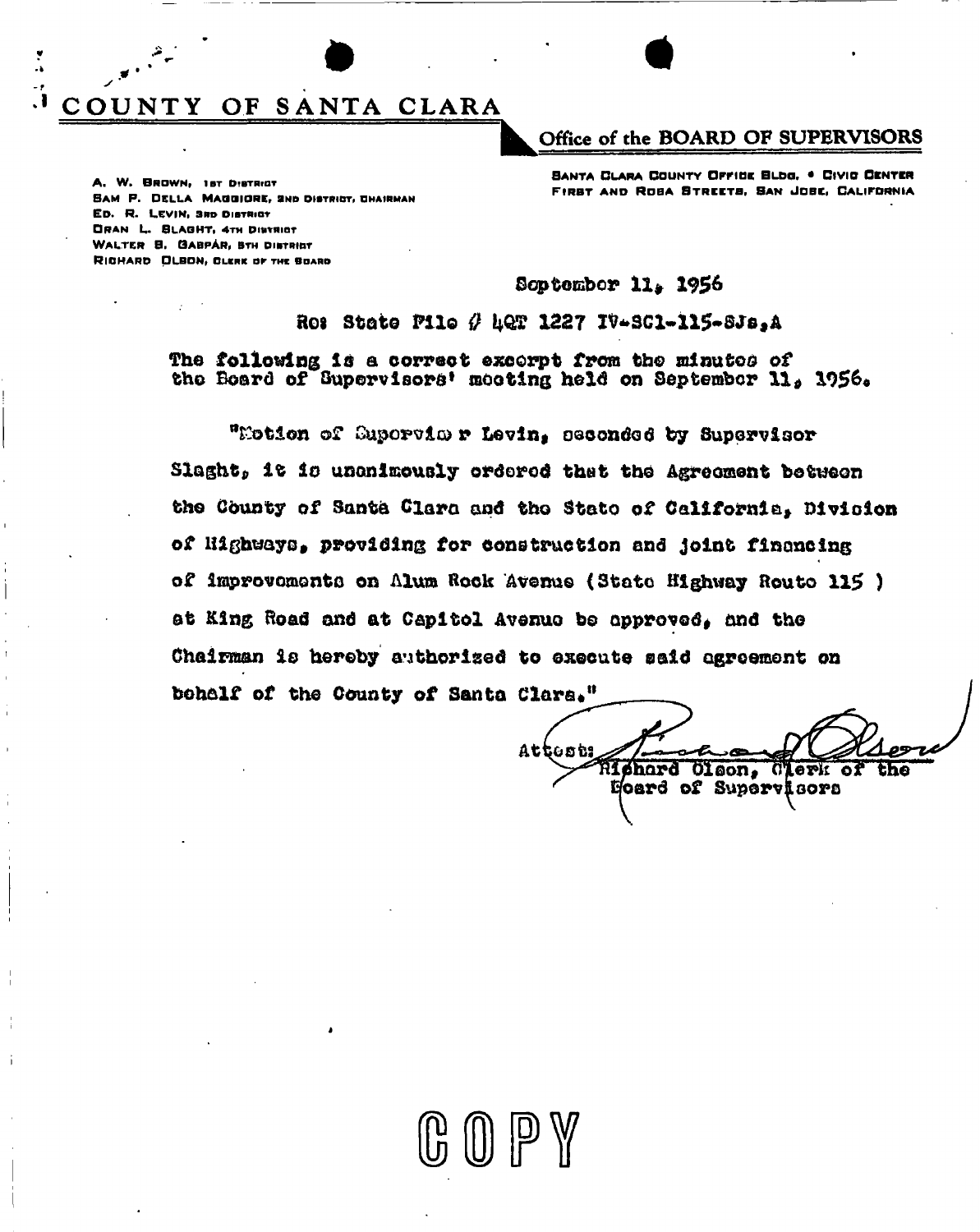# COUNTY OF SANTA CLARA

Office of the BOARD OF SUPERVISORS

A. W. BROWN, 1ST DISTRICT
SAM P. DELLA MAGGIORE, 2ND DISTRICT, CHAIRMAN
ED. R. LEVIN, 3RD DISTRICT
ORAN L. SLAGHT, 4TH DISTRICT
WALTER B. GASPAR, 5TH DISTRICT
RICHARD OLSON, CLERK OF THE BOARD

SANTA CLARA COUNTY OFFICE BLDG. • CIVIC CENTER
FIRST AND ROSA STREETS, SAN JOSE, CALIFORNIA

September 11, 1956

Re: State File # 4QT 1227 IV-SCl-115-SJs,A

The following is a correct excerpt from the minutes of the Board of Supervisors' meeting held on September 11, 1956.

"Motion of Supervisor Levin, seconded by Supervisor Slaght, it is unanimously ordered that the Agreement between the County of Santa Clara and the State of California, Division of Highways, providing for construction and joint financing of improvements on Alum Rock Avenue (State Highway Route 115 ) at King Road and at Capitol Avenue be approved, and the Chairman is hereby authorized to execute said agreement on behalf of the County of Santa Clara."

Attest: Richard Olson, Clerk of the Board of Supervisors

COPY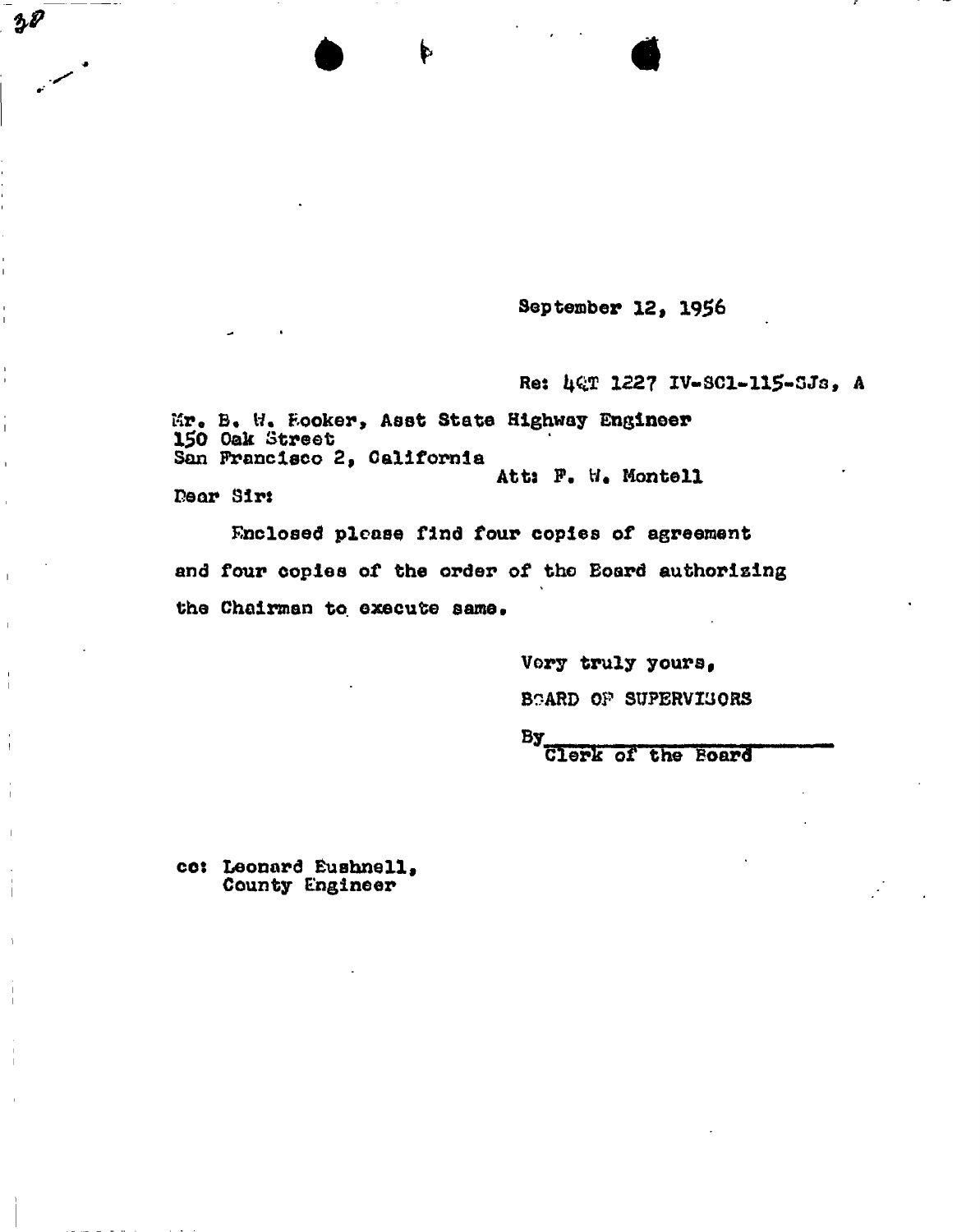September 12, 1956

Re: 4QT 1227 IV-SC1-115-SJs, A

Mr. B. W. Booker, Asst State Highway Engineer
150 Oak Street
San Francisco 2, California

Att: F. W. Montell

Dear Sir:

Enclosed please find four copies of agreement and four copies of the order of the Board authorizing the Chairman to execute same.

Very truly yours,

BOARD OF SUPERVISORS

By ______________________
Clerk of the Board

cc: Leonard Bushnell,
County Engineer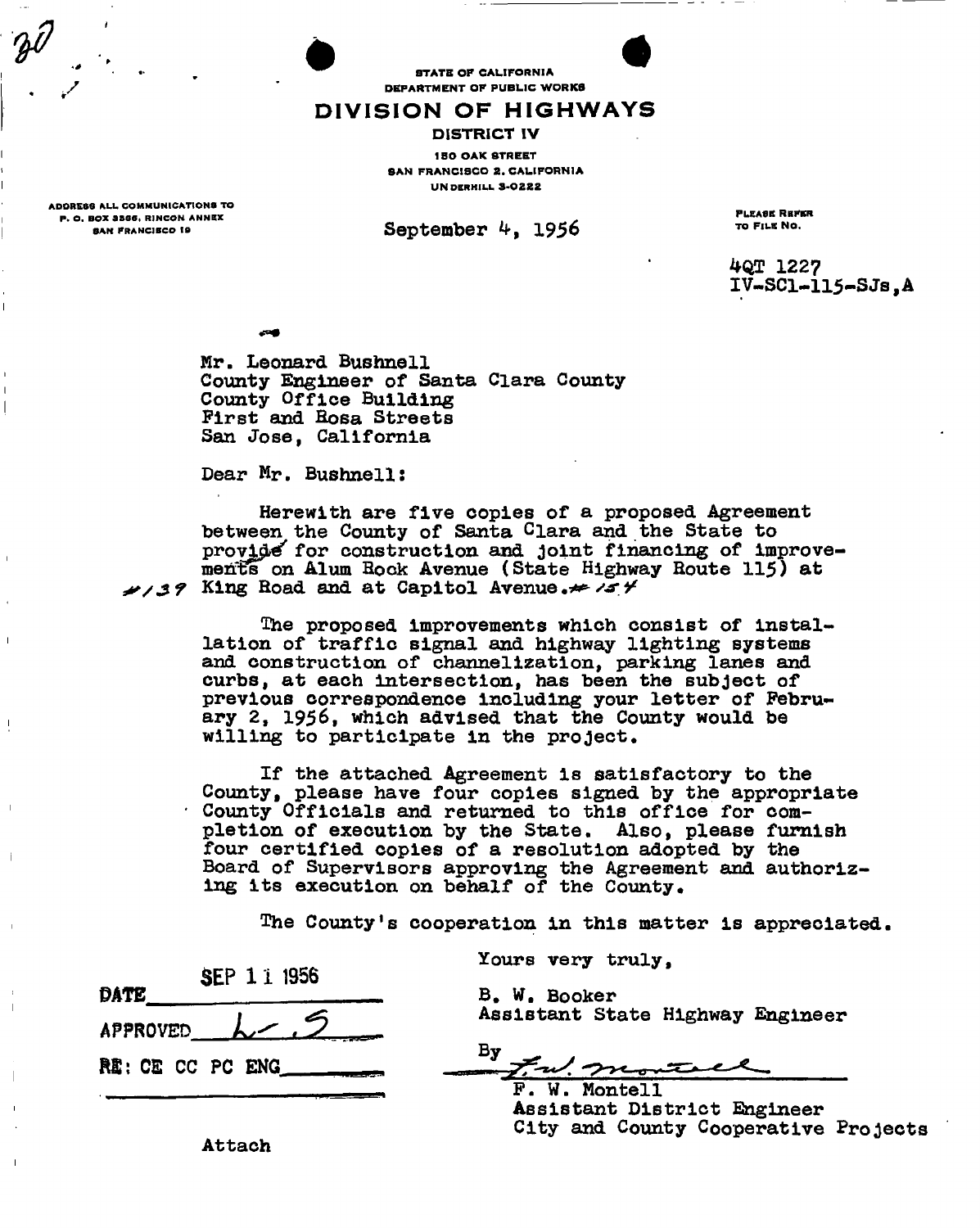STATE OF CALIFORNIA
DEPARTMENT OF PUBLIC WORKS

# DIVISION OF HIGHWAYS

DISTRICT IV

150 OAK STREET
SAN FRANCISCO 2, CALIFORNIA
UNDERHILL 3-0222

ADDRESS ALL COMMUNICATIONS TO
P. O. BOX 3366, RINCON ANNEX
SAN FRANCISCO 19

September 4, 1956

PLEASE REFER
TO FILE NO.

4QT 1227
IV-SCl-115-SJs,A

Mr. Leonard Bushnell
County Engineer of Santa Clara County
County Office Building
First and Rosa Streets
San Jose, California

Dear Mr. Bushnell:

Herewith are five copies of a proposed Agreement between the County of Santa Clara and the State to provide for construction and joint financing of improvements on Alum Rock Avenue (State Highway Route 115) at #139 King Road and at Capitol Avenue. #154

The proposed improvements which consist of installation of traffic signal and highway lighting systems and construction of channelization, parking lanes and curbs, at each intersection, has been the subject of previous correspondence including your letter of February 2, 1956, which advised that the County would be willing to participate in the project.

If the attached Agreement is satisfactory to the County, please have four copies signed by the appropriate County Officials and returned to this office for completion of execution by the State. Also, please furnish four certified copies of a resolution adopted by the Board of Supervisors approving the Agreement and authorizing its execution on behalf of the County.

The County's cooperation in this matter is appreciated.

Yours very truly,

B. W. Booker
Assistant State Highway Engineer

By F. W. Montell

F. W. Montell
Assistant District Engineer
City and County Cooperative Projects

DATE SEP 11 1956
APPROVED L. S.
RE: CE CC PC ENG

Attach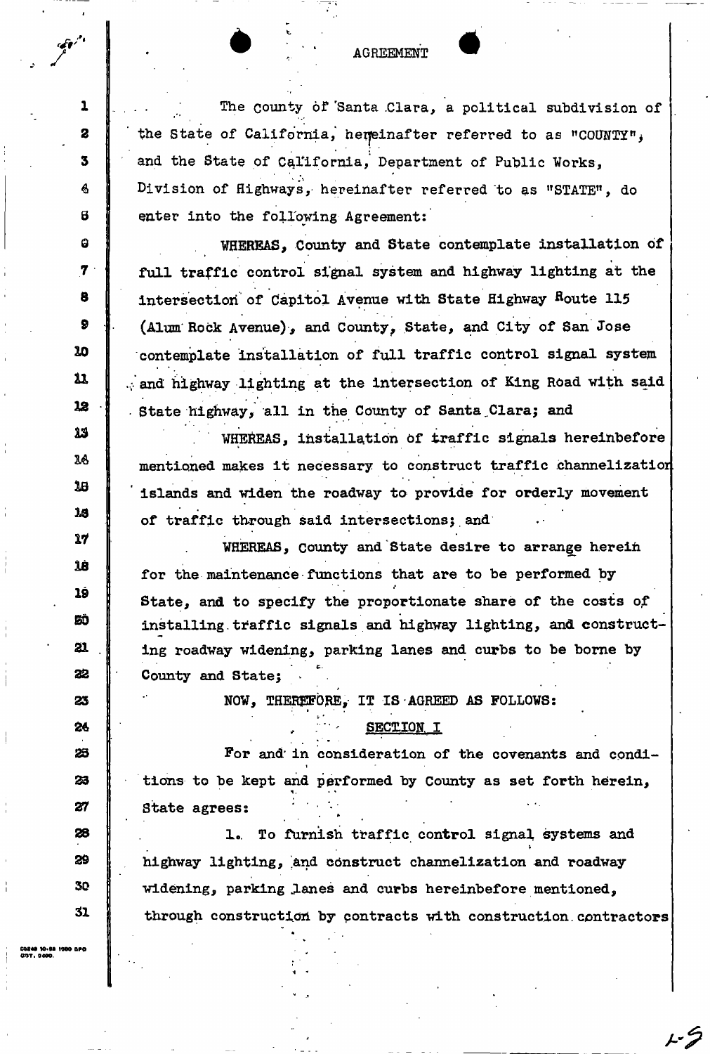# AGREEMENT

The County of Santa Clara, a political subdivision of the State of California, hereinafter referred to as "COUNTY", and the State of California, Department of Public Works, Division of Highways, hereinafter referred to as "STATE", do enter into the following Agreement:

WHEREAS, County and State contemplate installation of full traffic control signal system and highway lighting at the intersection of Capitol Avenue with State Highway Route 115 (Alum Rock Avenue), and County, State, and City of San Jose contemplate installation of full traffic control signal system and highway lighting at the intersection of King Road with said State highway, all in the County of Santa Clara; and

WHEREAS, installation of traffic signals hereinbefore mentioned makes it necessary to construct traffic channelization islands and widen the roadway to provide for orderly movement of traffic through said intersections; and

WHEREAS, County and State desire to arrange herein for the maintenance functions that are to be performed by State, and to specify the proportionate share of the costs of installing traffic signals and highway lighting, and constructing roadway widening, parking lanes and curbs to be borne by County and State;

NOW, THEREFORE, IT IS AGREED AS FOLLOWS:

## SECTION I

For and in consideration of the covenants and conditions to be kept and performed by County as set forth herein, State agrees:

1. To furnish traffic control signal systems and highway lighting, and construct channelization and roadway widening, parking lanes and curbs hereinbefore mentioned, through construction by contracts with construction contractors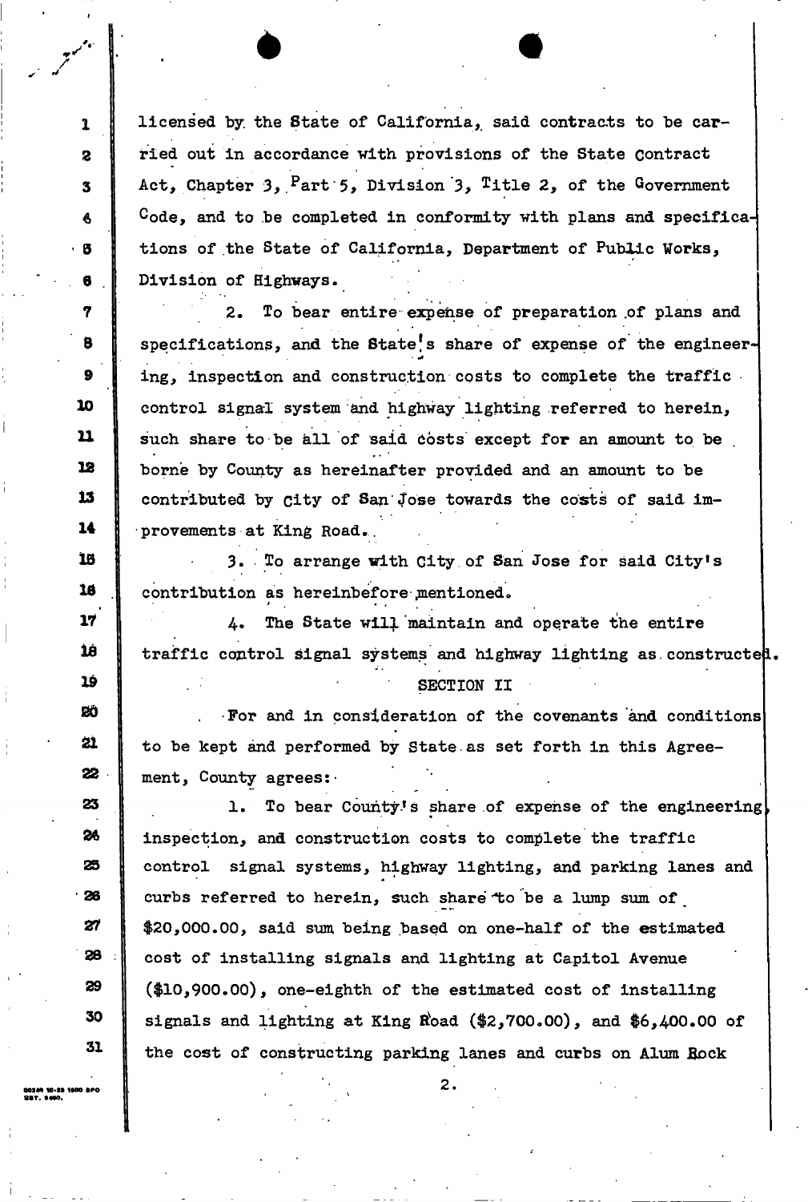licensed by the State of California, said contracts to be carried out in accordance with provisions of the State Contract Act, Chapter 3, Part 5, Division 3, Title 2, of the Government Code, and to be completed in conformity with plans and specifications of the State of California, Department of Public Works, Division of Highways.

2. To bear entire expense of preparation of plans and specifications, and the State's share of expense of the engineering, inspection and construction costs to complete the traffic control signal system and highway lighting referred to herein, such share to be all of said costs except for an amount to be borne by County as hereinafter provided and an amount to be contributed by City of San Jose towards the costs of said improvements at King Road.

3. To arrange with City of San Jose for said City's contribution as hereinbefore mentioned.

4. The State will maintain and operate the entire traffic control signal systems and highway lighting as constructed.

SECTION II

For and in consideration of the covenants and conditions to be kept and performed by State as set forth in this Agreement, County agrees:

1. To bear County's share of expense of the engineering, inspection, and construction costs to complete the traffic control signal systems, highway lighting, and parking lanes and curbs referred to herein, such share to be a lump sum of $20,000.00, said sum being based on one-half of the estimated cost of installing signals and lighting at Capitol Avenue ($10,900.00), one-eighth of the estimated cost of installing signals and lighting at King Road ($2,700.00), and $6,400.00 of the cost of constructing parking lanes and curbs on Alum Rock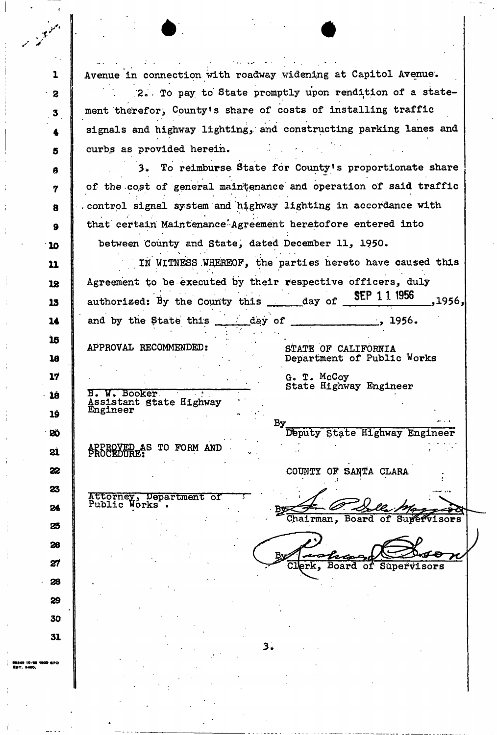Avenue in connection with roadway widening at Capitol Avenue.

2. To pay to State promptly upon rendition of a statement therefor, County's share of costs of installing traffic signals and highway lighting, and constructing parking lanes and curbs as provided herein.

3. To reimburse State for County's proportionate share of the cost of general maintenance and operation of said traffic control signal system and highway lighting in accordance with that certain Maintenance Agreement heretofore entered into between County and State, dated December 11, 1950.

IN WITNESS WHEREOF, the parties hereto have caused this Agreement to be executed by their respective officers, duly authorized: By the County this ______ day of SEP 11 1956, 1956, and by the State this ______ day of ______________, 1956.

APPROVAL RECOMMENDED:

______________________________
B. W. Booker
Assistant State Highway Engineer

APPROVED AS TO FORM AND PROCEDURE:

______________________________
Attorney, Department of Public Works.

STATE OF CALIFORNIA
Department of Public Works

G. T. McCoy
State Highway Engineer

By______________________________
Deputy State Highway Engineer

COUNTY OF SANTA CLARA

By______________________________
Chairman, Board of Supervisors

By______________________________
Clerk, Board of Supervisors